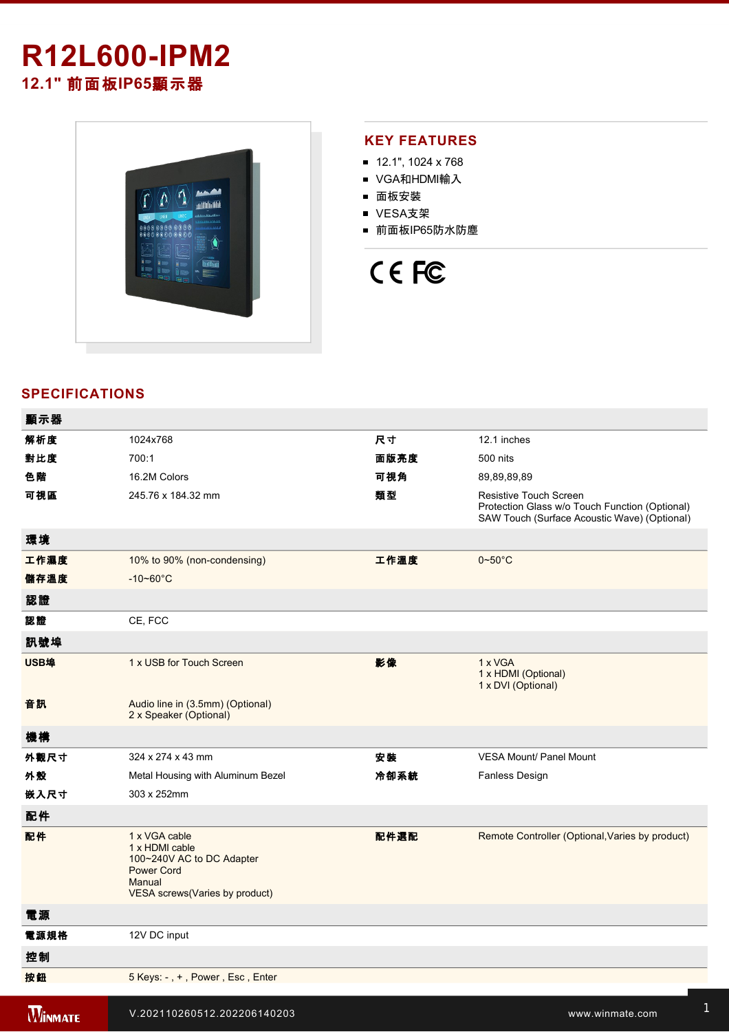# R12L600-IPM2

## 12.1" 前面板IP65顯示器

## KEY FEATURES

- 12.1", 1024 x 768
- VGA和HDMI輸入
- 面板安裝
- VESA支架
- 前面板IP65防水防塵

## SPECIFICATIONS

| 顯示器 | | | |
|---|---|---|---|
| 解析度 | 1024x768 | 尺寸 | 12.1 inches |
| 對比度 | 700:1 | 面版亮度 | 500 nits |
| 色階 | 16.2M Colors | 可視角 | 89,89,89,89 |
| 可視區 | 245.76 x 184.32 mm | 類型 | Resistive Touch Screen<br>Protection Glass w/o Touch Function (Optional)<br>SAW Touch (Surface Acoustic Wave) (Optional) |
| **環境** | | | |
| 工作濕度 | 10% to 90% (non-condensing) | 工作溫度 | 0~50°C |
| 儲存溫度 | -10~60°C | | |
| **認證** | | | |
| 認證 | CE, FCC | | |
| **訊號埠** | | | |
| USB埠 | 1 x USB for Touch Screen | 影像 | 1 x VGA<br>1 x HDMI (Optional)<br>1 x DVI (Optional) |
| 音訊 | Audio line in (3.5mm) (Optional)<br>2 x Speaker (Optional) | | |
| **機構** | | | |
| 外觀尺寸 | 324 x 274 x 43 mm | 安裝 | VESA Mount/ Panel Mount |
| 外殼 | Metal Housing with Aluminum Bezel | 冷卻系統 | Fanless Design |
| 嵌入尺寸 | 303 x 252mm | | |
| **配件** | | | |
| 配件 | 1 x VGA cable<br>1 x HDMI cable<br>100~240V AC to DC Adapter<br>Power Cord<br>Manual<br>VESA screws(Varies by product) | 配件選配 | Remote Controller (Optional,Varies by product) |
| **電源** | | | |
| 電源規格 | 12V DC input | | |
| **控制** | | | |
| 按鈕 | 5 Keys: - , + , Power , Esc , Enter | | |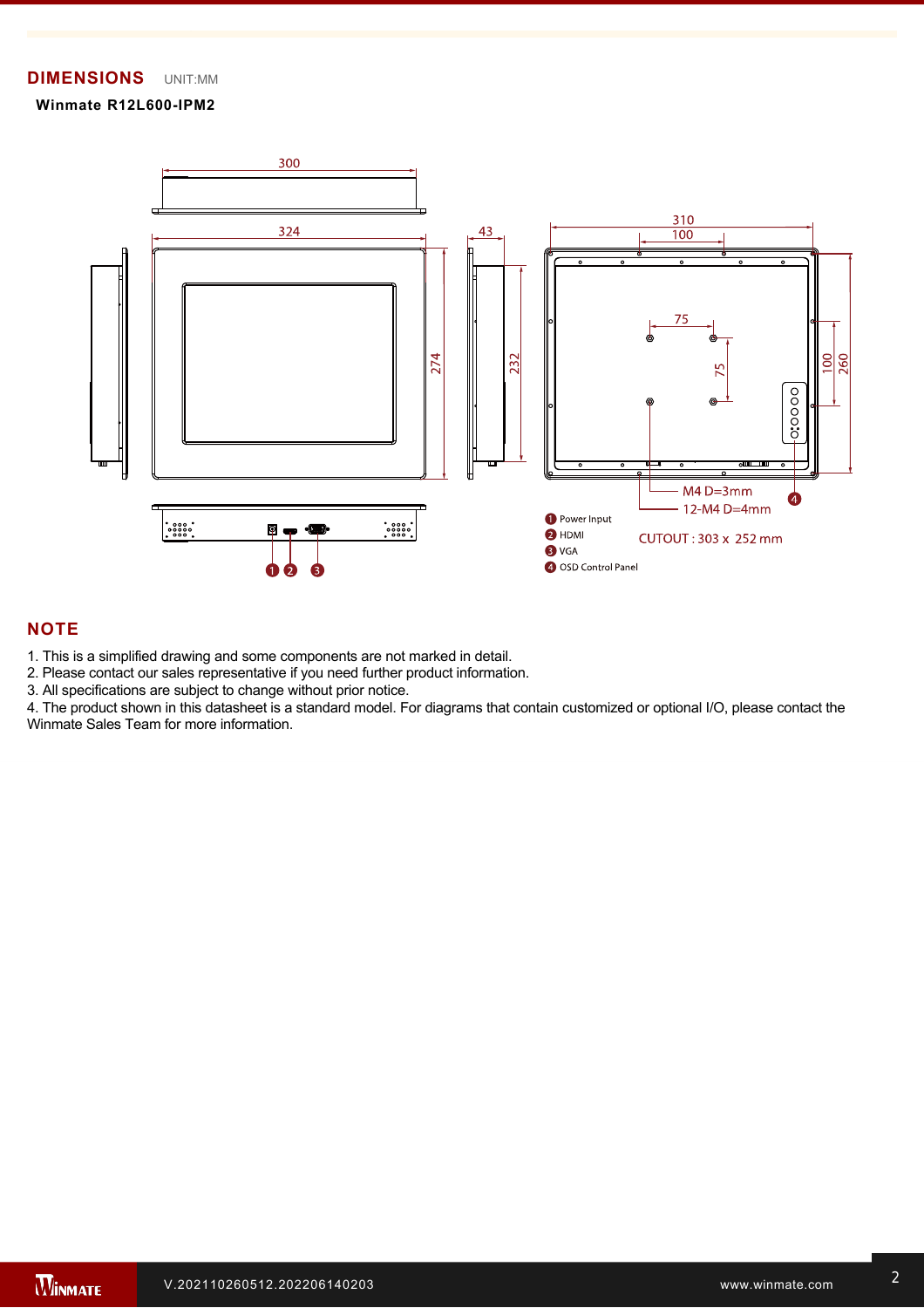## DIMENSIONS UNIT:MM

**Winmate R12L600-IPM2**

300

324

43

310

100

274

232

75

75

100

260

M4 D=3mm

12-M4 D=4mm

1 Power Input

2 HDMI

3 VGA

4 OSD Control Panel

CUTOUT : 303 x 252 mm

## NOTE

1. This is a simplified drawing and some components are not marked in detail.
2. Please contact our sales representative if you need further product information.
3. All specifications are subject to change without prior notice.
4. The product shown in this datasheet is a standard model. For diagrams that contain customized or optional I/O, please contact the Winmate Sales Team for more information.